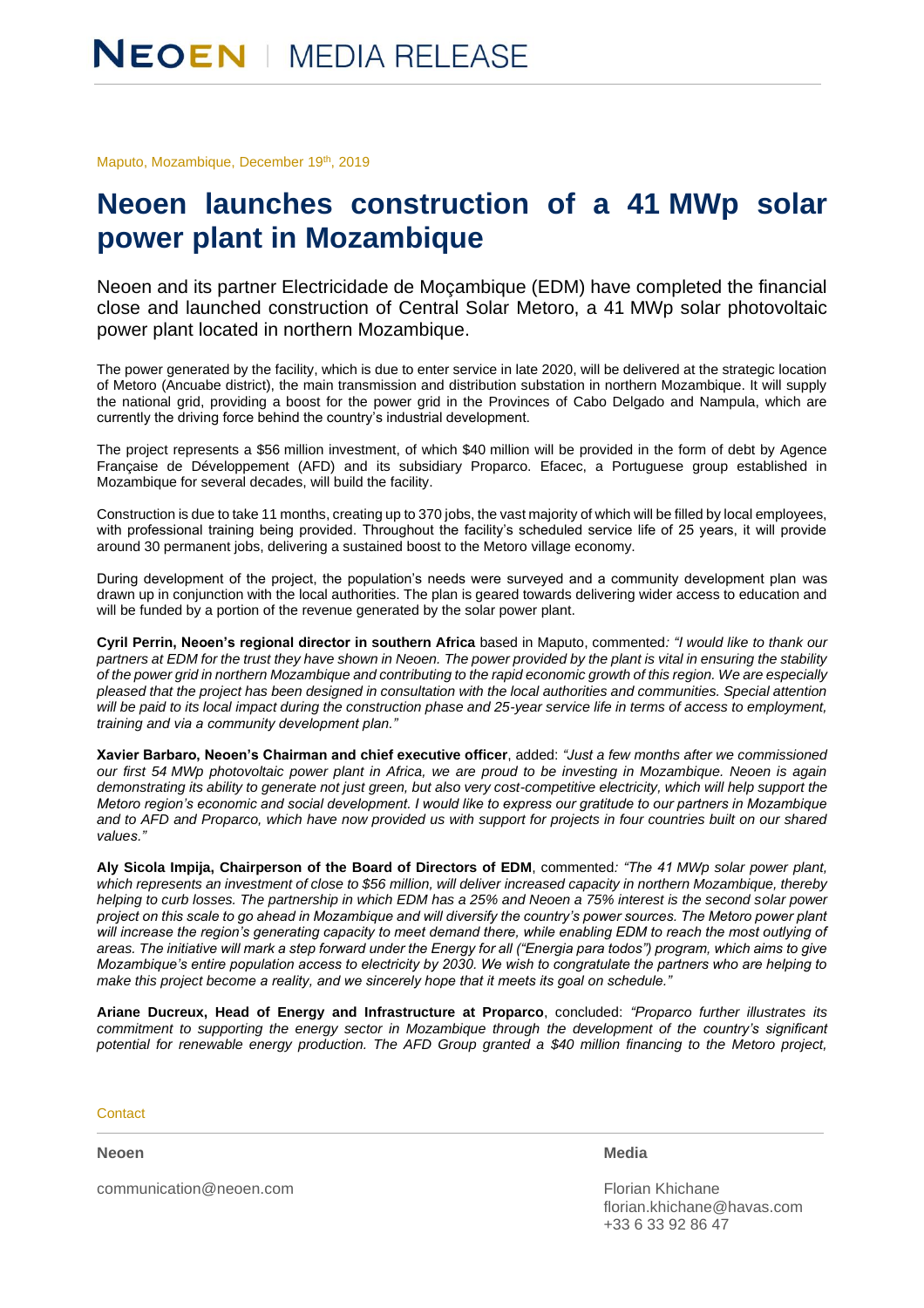# NEOEN | MEDIA RELEASE

Maputo, Mozambique, December 19th, 2019

# Neoen launches construction of a 41 MWp solar power plant in Mozambique

Neoen and its partner Electricidade de Moçambique (EDM) have completed the financial close and launched construction of Central Solar Metoro, a 41 MWp solar photovoltaic power plant located in northern Mozambique.

The power generated by the facility, which is due to enter service in late 2020, will be delivered at the strategic location of Metoro (Ancuabe district), the main transmission and distribution substation in northern Mozambique. It will supply the national grid, providing a boost for the power grid in the Provinces of Cabo Delgado and Nampula, which are currently the driving force behind the country's industrial development.

The project represents a $56 million investment, of which $40 million will be provided in the form of debt by Agence Française de Développement (AFD) and its subsidiary Proparco. Efacec, a Portuguese group established in Mozambique for several decades, will build the facility.

Construction is due to take 11 months, creating up to 370 jobs, the vast majority of which will be filled by local employees, with professional training being provided. Throughout the facility's scheduled service life of 25 years, it will provide around 30 permanent jobs, delivering a sustained boost to the Metoro village economy.

During development of the project, the population's needs were surveyed and a community development plan was drawn up in conjunction with the local authorities. The plan is geared towards delivering wider access to education and will be funded by a portion of the revenue generated by the solar power plant.

**Cyril Perrin, Neoen's regional director in southern Africa** based in Maputo, commented: *"I would like to thank our partners at EDM for the trust they have shown in Neoen. The power provided by the plant is vital in ensuring the stability of the power grid in northern Mozambique and contributing to the rapid economic growth of this region. We are especially pleased that the project has been designed in consultation with the local authorities and communities. Special attention will be paid to its local impact during the construction phase and 25-year service life in terms of access to employment, training and via a community development plan."*

**Xavier Barbaro, Neoen's Chairman and chief executive officer**, added: *"Just a few months after we commissioned our first 54 MWp photovoltaic power plant in Africa, we are proud to be investing in Mozambique. Neoen is again demonstrating its ability to generate not just green, but also very cost-competitive electricity, which will help support the Metoro region's economic and social development. I would like to express our gratitude to our partners in Mozambique and to AFD and Proparco, which have now provided us with support for projects in four countries built on our shared values."*

**Aly Sicola Impija, Chairperson of the Board of Directors of EDM**, commented: *"The 41 MWp solar power plant, which represents an investment of close to $56 million, will deliver increased capacity in northern Mozambique, thereby helping to curb losses. The partnership in which EDM has a 25% and Neoen a 75% interest is the second solar power project on this scale to go ahead in Mozambique and will diversify the country's power sources. The Metoro power plant will increase the region's generating capacity to meet demand there, while enabling EDM to reach the most outlying of areas. The initiative will mark a step forward under the Energy for all ("Energia para todos") program, which aims to give Mozambique's entire population access to electricity by 2030. We wish to congratulate the partners who are helping to make this project become a reality, and we sincerely hope that it meets its goal on schedule."*

**Ariane Ducreux, Head of Energy and Infrastructure at Proparco**, concluded: *"Proparco further illustrates its commitment to supporting the energy sector in Mozambique through the development of the country's significant potential for renewable energy production. The AFD Group granted a $40 million financing to the Metoro project,*

Contact

**Neoen**

communication@neoen.com

**Media**

Florian Khichane
florian.khichane@havas.com
+33 6 33 92 86 47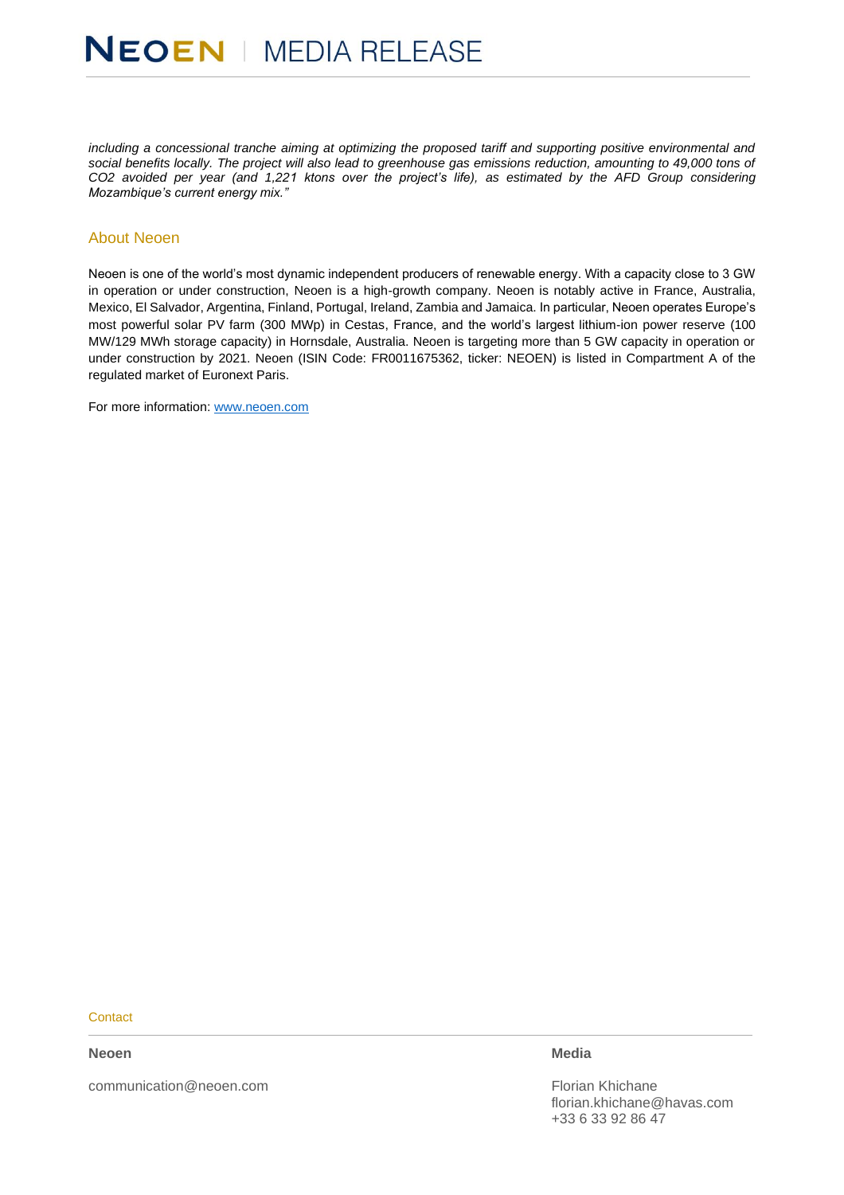*including a concessional tranche aiming at optimizing the proposed tariff and supporting positive environmental and social benefits locally. The project will also lead to greenhouse gas emissions reduction, amounting to 49,000 tons of CO2 avoided per year (and 1,221 ktons over the project's life), as estimated by the AFD Group considering Mozambique's current energy mix."*

## About Neoen

Neoen is one of the world's most dynamic independent producers of renewable energy. With a capacity close to 3 GW in operation or under construction, Neoen is a high-growth company. Neoen is notably active in France, Australia, Mexico, El Salvador, Argentina, Finland, Portugal, Ireland, Zambia and Jamaica. In particular, Neoen operates Europe's most powerful solar PV farm (300 MWp) in Cestas, France, and the world's largest lithium-ion power reserve (100 MW/129 MWh storage capacity) in Hornsdale, Australia. Neoen is targeting more than 5 GW capacity in operation or under construction by 2021. Neoen (ISIN Code: FR0011675362, ticker: NEOEN) is listed in Compartment A of the regulated market of Euronext Paris.

For more information: [www.neoen.com](http://www.neoen.com)

Contact

**Neoen**

communication@neoen.com

**Media**

Florian Khichane
florian.khichane@havas.com
+33 6 33 92 86 47